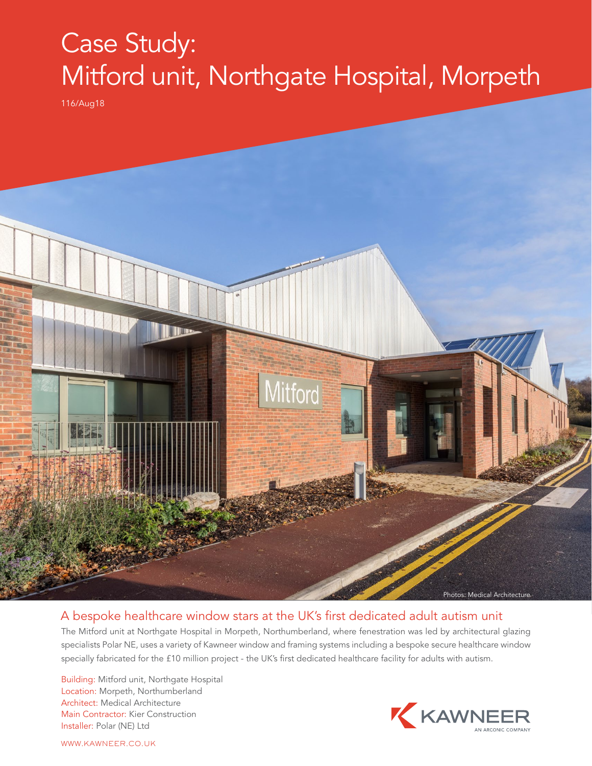# Case Study: Mitford unit, Northgate Hospital, Morpeth

116/Aug18

Photos: Medical Architecture

## A bespoke healthcare window stars at the UK's first dedicated adult autism unit

The Mitford unit at Northgate Hospital in Morpeth, Northumberland, where fenestration was led by architectural glazing specialists Polar NE, uses a variety of Kawneer window and framing systems including a bespoke secure healthcare window specially fabricated for the £10 million project - the UK's first dedicated healthcare facility for adults with autism.

Building: Mitford unit, Northgate Hospital
Location: Morpeth, Northumberland
Architect: Medical Architecture
Main Contractor: Kier Construction
Installer: Polar (NE) Ltd

WWW.KAWNEER.CO.UK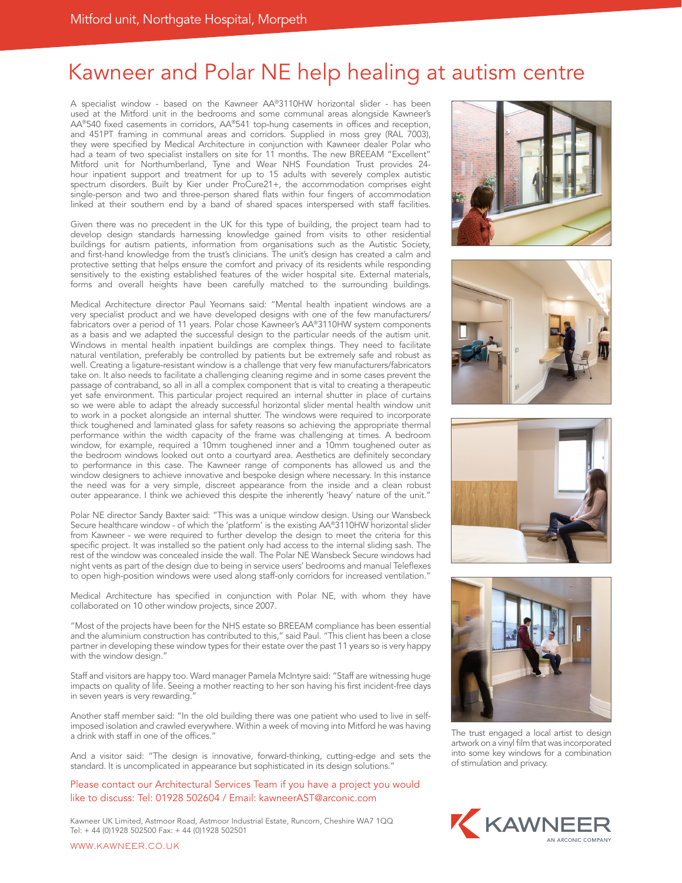Mitford unit, Northgate Hospital, Morpeth

# Kawneer and Polar NE help healing at autism centre

A specialist window - based on the Kawneer AA®3110HW horizontal slider - has been used at the Mitford unit in the bedrooms and some communal areas alongside Kawneer's AA®540 fixed casements in corridors, AA®541 top-hung casements in offices and reception, and 451PT framing in communal areas and corridors. Supplied in moss grey (RAL 7003), they were specified by Medical Architecture in conjunction with Kawneer dealer Polar who had a team of two specialist installers on site for 11 months. The new BREEAM "Excellent" Mitford unit for Northumberland, Tyne and Wear NHS Foundation Trust provides 24-hour inpatient support and treatment for up to 15 adults with severely complex autistic spectrum disorders. Built by Kier under ProCure21+, the accommodation comprises eight single-person and two and three-person shared flats within four fingers of accommodation linked at their southern end by a band of shared spaces interspersed with staff facilities.

Given there was no precedent in the UK for this type of building, the project team had to develop design standards harnessing knowledge gained from visits to other residential buildings for autism patients, information from organisations such as the Autistic Society, and first-hand knowledge from the trust's clinicians. The unit's design has created a calm and protective setting that helps ensure the comfort and privacy of its residents while responding sensitively to the existing established features of the wider hospital site. External materials, forms and overall heights have been carefully matched to the surrounding buildings.

Medical Architecture director Paul Yeomans said: "Mental health inpatient windows are a very specialist product and we have developed designs with one of the few manufacturers/fabricators over a period of 11 years. Polar chose Kawneer's AA®3110HW system components as a basis and we adapted the successful design to the particular needs of the autism unit. Windows in mental health inpatient buildings are complex things. They need to facilitate natural ventilation, preferably be controlled by patients but be extremely safe and robust as well. Creating a ligature-resistant window is a challenge that very few manufacturers/fabricators take on. It also needs to facilitate a challenging cleaning regime and in some cases prevent the passage of contraband, so all in all a complex component that is vital to creating a therapeutic yet safe environment. This particular project required an internal shutter in place of curtains so we were able to adapt the already successful horizontal slider mental health window unit to work in a pocket alongside an internal shutter. The windows were required to incorporate thick toughened and laminated glass for safety reasons so achieving the appropriate thermal performance within the width capacity of the frame was challenging at times. A bedroom window, for example, required a 10mm toughened inner and a 10mm toughened outer as the bedroom windows looked out onto a courtyard area. Aesthetics are definitely secondary to performance in this case. The Kawneer range of components has allowed us and the window designers to achieve innovative and bespoke design where necessary. In this instance the need was for a very simple, discreet appearance from the inside and a clean robust outer appearance. I think we achieved this despite the inherently 'heavy' nature of the unit."

Polar NE director Sandy Baxter said: "This was a unique window design. Using our Wansbeck Secure healthcare window - of which the 'platform' is the existing AA®3110HW horizontal slider from Kawneer - we were required to further develop the design to meet the criteria for this specific project. It was installed so the patient only had access to the internal sliding sash. The rest of the window was concealed inside the wall. The Polar NE Wansbeck Secure windows had night vents as part of the design due to being in service users' bedrooms and manual Teleflexes to open high-position windows were used along staff-only corridors for increased ventilation."

Medical Architecture has specified in conjunction with Polar NE, with whom they have collaborated on 10 other window projects, since 2007.

"Most of the projects have been for the NHS estate so BREEAM compliance has been essential and the aluminium construction has contributed to this," said Paul. "This client has been a close partner in developing these window types for their estate over the past 11 years so is very happy with the window design."

Staff and visitors are happy too. Ward manager Pamela McIntyre said: "Staff are witnessing huge impacts on quality of life. Seeing a mother reacting to her son having his first incident-free days in seven years is very rewarding."

Another staff member said: "In the old building there was one patient who used to live in self-imposed isolation and crawled everywhere. Within a week of moving into Mitford he was having a drink with staff in one of the offices."

And a visitor said: "The design is innovative, forward-thinking, cutting-edge and sets the standard. It is uncomplicated in appearance but sophisticated in its design solutions."

The trust engaged a local artist to design artwork on a vinyl film that was incorporated into some key windows for a combination of stimulation and privacy.

Please contact our Architectural Services Team if you have a project you would like to discuss: Tel: 01928 502604 / Email: kawneerAST@arconic.com

Kawneer UK Limited, Astmoor Road, Astmoor Industrial Estate, Runcorn, Cheshire WA7 1QQ
Tel: + 44 (0)1928 502500 Fax: + 44 (0)1928 502501

WWW.KAWNEER.CO.UK

KAWNEER
AN ARCONIC COMPANY